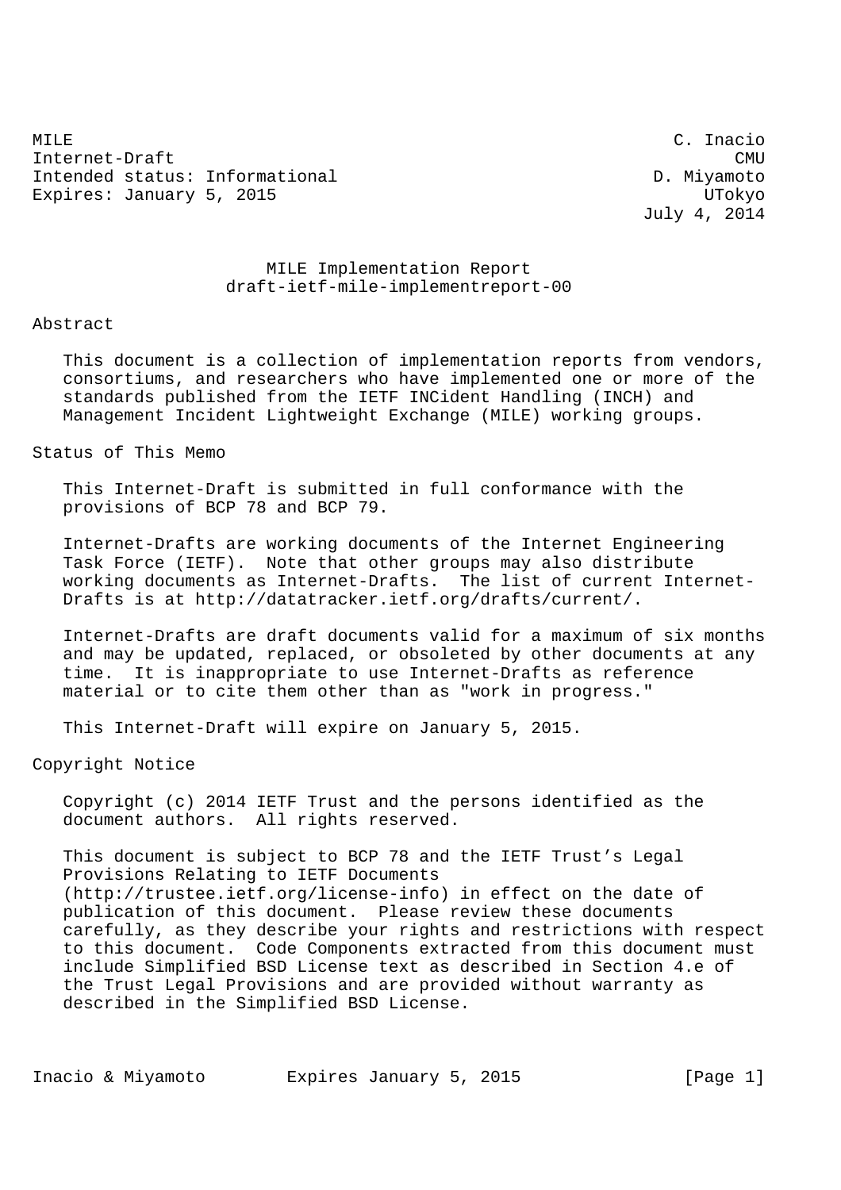MILE  
Internet-Draft  
Intended status: Informational  
Expires: January 5, 2015

C. Inacio  
CMU  
D. Miyamoto  
UTokyo  
July 4, 2014

# MILE Implementation Report
## draft-ietf-mile-implementreport-00

## Abstract

This document is a collection of implementation reports from vendors, consortiums, and researchers who have implemented one or more of the standards published from the IETF INCident Handling (INCH) and Management Incident Lightweight Exchange (MILE) working groups.

## Status of This Memo

This Internet-Draft is submitted in full conformance with the provisions of BCP 78 and BCP 79.

Internet-Drafts are working documents of the Internet Engineering Task Force (IETF). Note that other groups may also distribute working documents as Internet-Drafts. The list of current Internet-Drafts is at http://datatracker.ietf.org/drafts/current/.

Internet-Drafts are draft documents valid for a maximum of six months and may be updated, replaced, or obsoleted by other documents at any time. It is inappropriate to use Internet-Drafts as reference material or to cite them other than as "work in progress."

This Internet-Draft will expire on January 5, 2015.

## Copyright Notice

Copyright (c) 2014 IETF Trust and the persons identified as the document authors. All rights reserved.

This document is subject to BCP 78 and the IETF Trust's Legal Provisions Relating to IETF Documents (http://trustee.ietf.org/license-info) in effect on the date of publication of this document. Please review these documents carefully, as they describe your rights and restrictions with respect to this document. Code Components extracted from this document must include Simplified BSD License text as described in Section 4.e of the Trust Legal Provisions and are provided without warranty as described in the Simplified BSD License.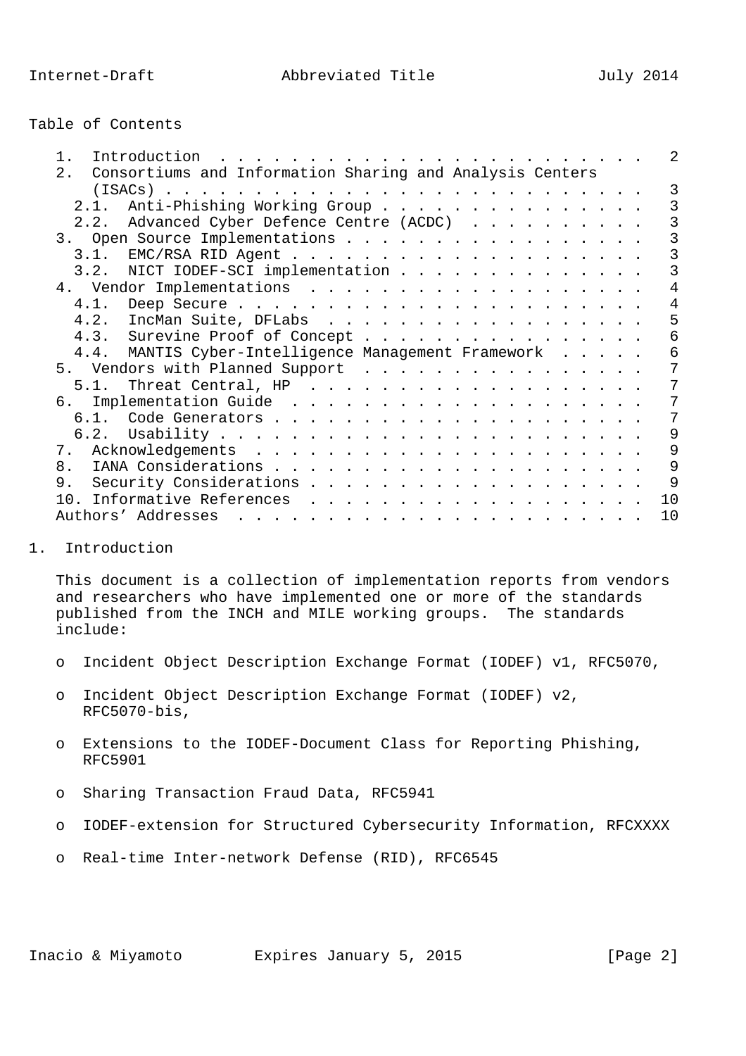Table of Contents

- 1. Introduction . . . . . . . . . . . . . . . . . . . . . . . . 2
- 2. Consortiums and Information Sharing and Analysis Centers (ISACs) . . . . . . . . . . . . . . . . . . . . . . . . . . . . 3
  - 2.1. Anti-Phishing Working Group . . . . . . . . . . . . . . . 3
  - 2.2. Advanced Cyber Defence Centre (ACDC) . . . . . . . . . . 3
- 3. Open Source Implementations . . . . . . . . . . . . . . . . . 3
  - 3.1. EMC/RSA RID Agent . . . . . . . . . . . . . . . . . . . . 3
  - 3.2. NICT IODEF-SCI implementation . . . . . . . . . . . . . . 3
- 4. Vendor Implementations . . . . . . . . . . . . . . . . . . . 4
  - 4.1. Deep Secure . . . . . . . . . . . . . . . . . . . . . . . 4
  - 4.2. IncMan Suite, DFLabs . . . . . . . . . . . . . . . . . . 5
  - 4.3. Surevine Proof of Concept . . . . . . . . . . . . . . . . 6
  - 4.4. MANTIS Cyber-Intelligence Management Framework . . . . . 6
- 5. Vendors with Planned Support . . . . . . . . . . . . . . . . 7
  - 5.1. Threat Central, HP . . . . . . . . . . . . . . . . . . . 7
- 6. Implementation Guide . . . . . . . . . . . . . . . . . . . . 7
  - 6.1. Code Generators . . . . . . . . . . . . . . . . . . . . . 7
  - 6.2. Usability . . . . . . . . . . . . . . . . . . . . . . . . 9
- 7. Acknowledgements . . . . . . . . . . . . . . . . . . . . . . 9
- 8. IANA Considerations . . . . . . . . . . . . . . . . . . . . . 9
- 9. Security Considerations . . . . . . . . . . . . . . . . . . . 9
- 10. Informative References . . . . . . . . . . . . . . . . . . . 10
- Authors' Addresses . . . . . . . . . . . . . . . . . . . . . . . 10

# 1. Introduction

This document is a collection of implementation reports from vendors and researchers who have implemented one or more of the standards published from the INCH and MILE working groups. The standards include:

- Incident Object Description Exchange Format (IODEF) v1, RFC5070,
- Incident Object Description Exchange Format (IODEF) v2, RFC5070-bis,
- Extensions to the IODEF-Document Class for Reporting Phishing, RFC5901
- Sharing Transaction Fraud Data, RFC5941
- IODEF-extension for Structured Cybersecurity Information, RFCXXXX
- Real-time Inter-network Defense (RID), RFC6545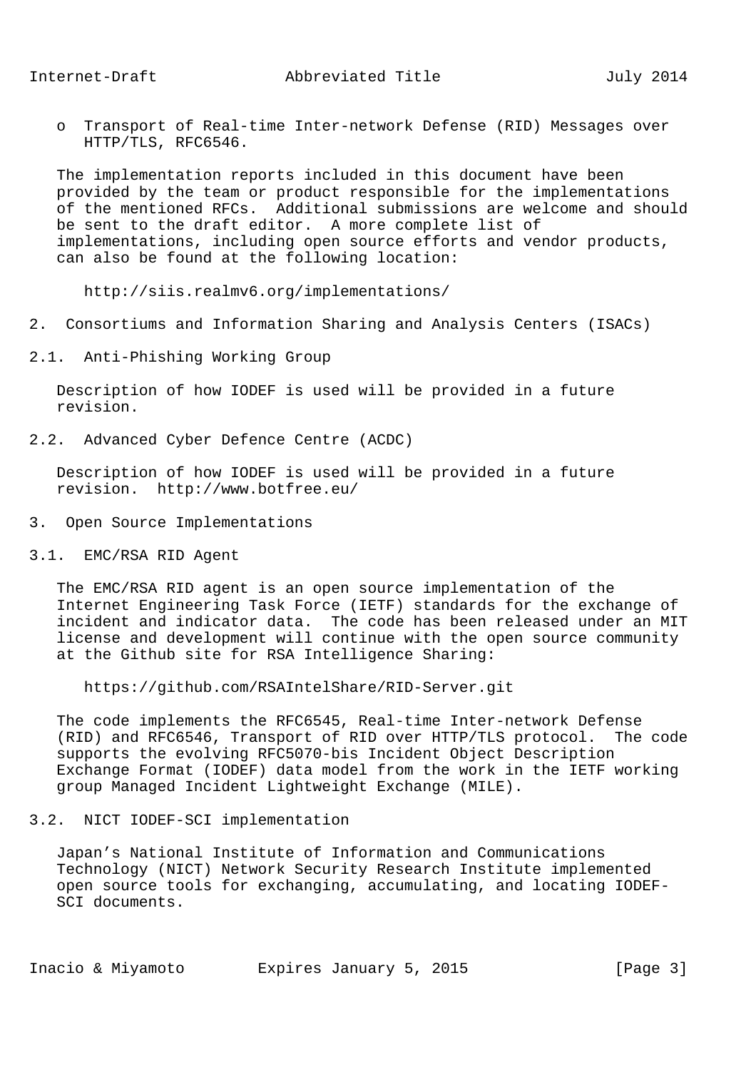- Transport of Real-time Inter-network Defense (RID) Messages over HTTP/TLS, RFC6546.

The implementation reports included in this document have been provided by the team or product responsible for the implementations of the mentioned RFCs. Additional submissions are welcome and should be sent to the draft editor. A more complete list of implementations, including open source efforts and vendor products, can also be found at the following location:

http://siis.realmv6.org/implementations/

## 2. Consortiums and Information Sharing and Analysis Centers (ISACs)

### 2.1. Anti-Phishing Working Group

Description of how IODEF is used will be provided in a future revision.

### 2.2. Advanced Cyber Defence Centre (ACDC)

Description of how IODEF is used will be provided in a future revision. http://www.botfree.eu/

## 3. Open Source Implementations

### 3.1. EMC/RSA RID Agent

The EMC/RSA RID agent is an open source implementation of the Internet Engineering Task Force (IETF) standards for the exchange of incident and indicator data. The code has been released under an MIT license and development will continue with the open source community at the Github site for RSA Intelligence Sharing:

https://github.com/RSAIntelShare/RID-Server.git

The code implements the RFC6545, Real-time Inter-network Defense (RID) and RFC6546, Transport of RID over HTTP/TLS protocol. The code supports the evolving RFC5070-bis Incident Object Description Exchange Format (IODEF) data model from the work in the IETF working group Managed Incident Lightweight Exchange (MILE).

### 3.2. NICT IODEF-SCI implementation

Japan’s National Institute of Information and Communications Technology (NICT) Network Security Research Institute implemented open source tools for exchanging, accumulating, and locating IODEF-SCI documents.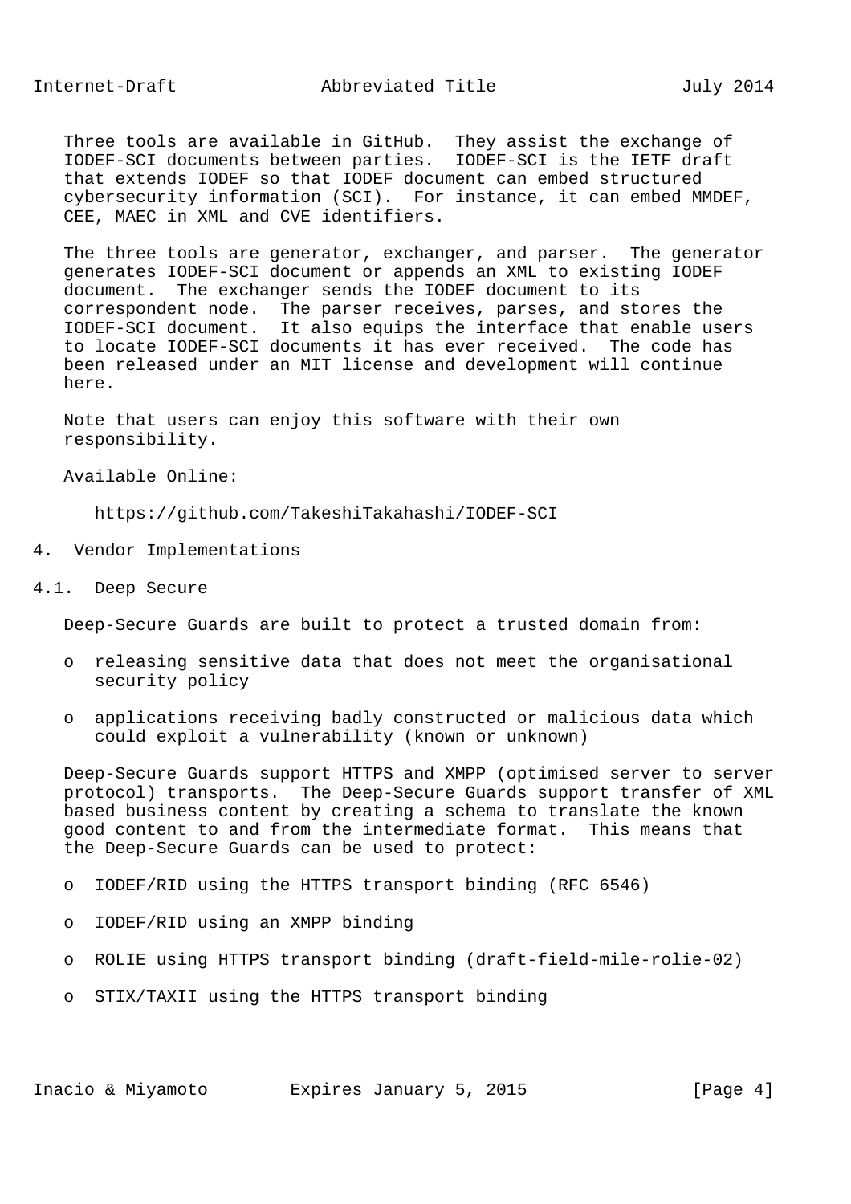Three tools are available in GitHub. They assist the exchange of IODEF-SCI documents between parties. IODEF-SCI is the IETF draft that extends IODEF so that IODEF document can embed structured cybersecurity information (SCI). For instance, it can embed MMDEF, CEE, MAEC in XML and CVE identifiers.

The three tools are generator, exchanger, and parser. The generator generates IODEF-SCI document or appends an XML to existing IODEF document. The exchanger sends the IODEF document to its correspondent node. The parser receives, parses, and stores the IODEF-SCI document. It also equips the interface that enable users to locate IODEF-SCI documents it has ever received. The code has been released under an MIT license and development will continue here.

Note that users can enjoy this software with their own responsibility.

Available Online:

https://github.com/TakeshiTakahashi/IODEF-SCI

## 4. Vendor Implementations

### 4.1. Deep Secure

Deep-Secure Guards are built to protect a trusted domain from:

- releasing sensitive data that does not meet the organisational security policy
- applications receiving badly constructed or malicious data which could exploit a vulnerability (known or unknown)

Deep-Secure Guards support HTTPS and XMPP (optimised server to server protocol) transports. The Deep-Secure Guards support transfer of XML based business content by creating a schema to translate the known good content to and from the intermediate format. This means that the Deep-Secure Guards can be used to protect:

- IODEF/RID using the HTTPS transport binding (RFC 6546)
- IODEF/RID using an XMPP binding
- ROLIE using HTTPS transport binding (draft-field-mile-rolie-02)
- STIX/TAXII using the HTTPS transport binding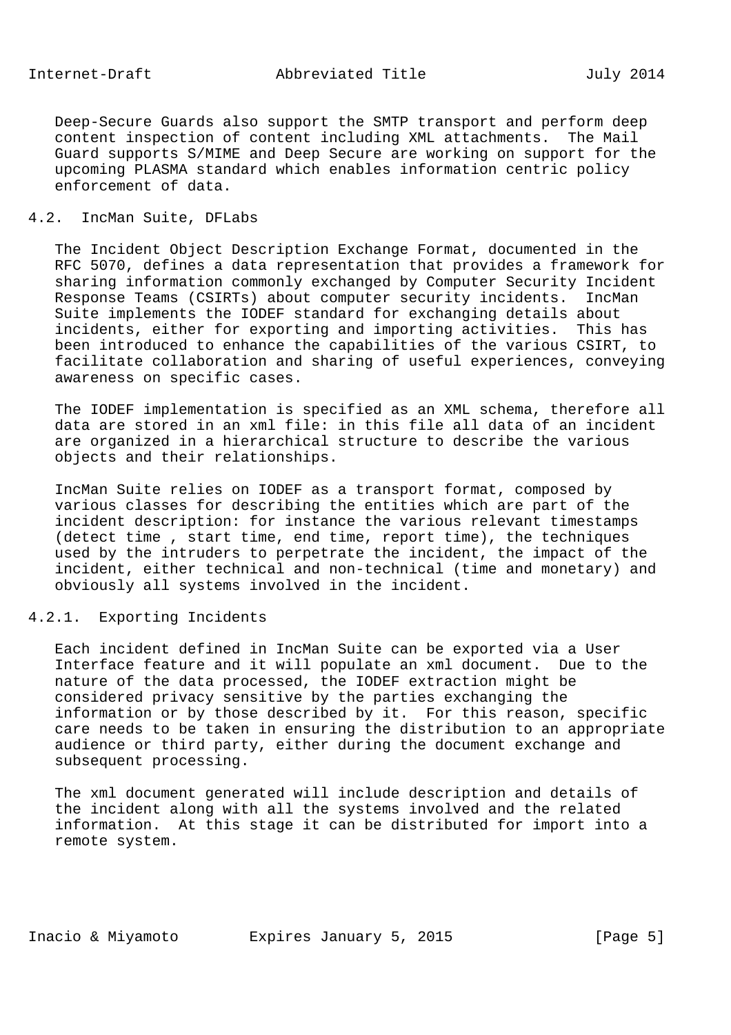Deep-Secure Guards also support the SMTP transport and perform deep content inspection of content including XML attachments. The Mail Guard supports S/MIME and Deep Secure are working on support for the upcoming PLASMA standard which enables information centric policy enforcement of data.

### 4.2. IncMan Suite, DFLabs

The Incident Object Description Exchange Format, documented in the RFC 5070, defines a data representation that provides a framework for sharing information commonly exchanged by Computer Security Incident Response Teams (CSIRTs) about computer security incidents. IncMan Suite implements the IODEF standard for exchanging details about incidents, either for exporting and importing activities. This has been introduced to enhance the capabilities of the various CSIRT, to facilitate collaboration and sharing of useful experiences, conveying awareness on specific cases.

The IODEF implementation is specified as an XML schema, therefore all data are stored in an xml file: in this file all data of an incident are organized in a hierarchical structure to describe the various objects and their relationships.

IncMan Suite relies on IODEF as a transport format, composed by various classes for describing the entities which are part of the incident description: for instance the various relevant timestamps (detect time , start time, end time, report time), the techniques used by the intruders to perpetrate the incident, the impact of the incident, either technical and non-technical (time and monetary) and obviously all systems involved in the incident.

#### 4.2.1. Exporting Incidents

Each incident defined in IncMan Suite can be exported via a User Interface feature and it will populate an xml document. Due to the nature of the data processed, the IODEF extraction might be considered privacy sensitive by the parties exchanging the information or by those described by it. For this reason, specific care needs to be taken in ensuring the distribution to an appropriate audience or third party, either during the document exchange and subsequent processing.

The xml document generated will include description and details of the incident along with all the systems involved and the related information. At this stage it can be distributed for import into a remote system.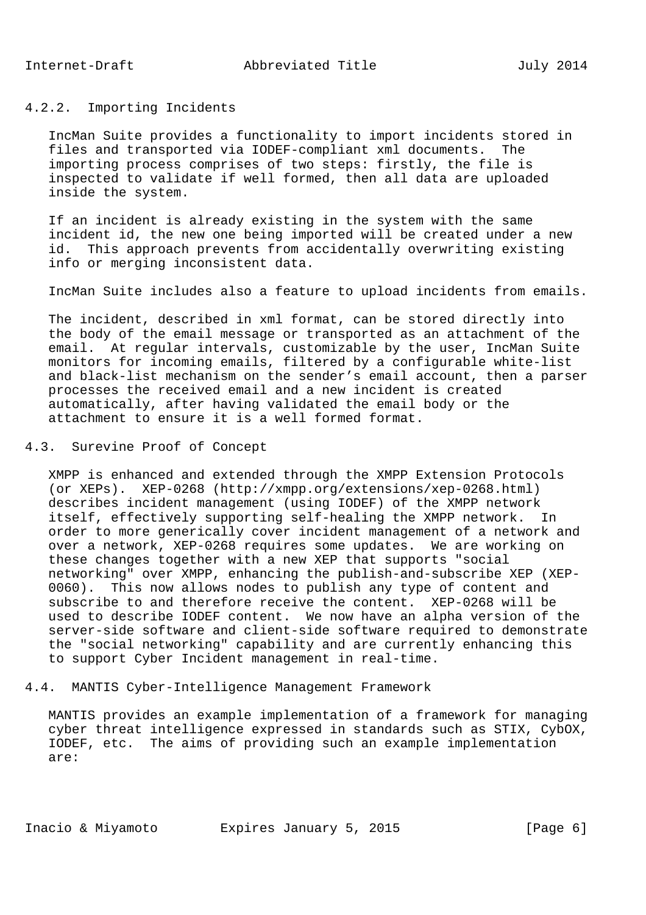#### 4.2.2. Importing Incidents

IncMan Suite provides a functionality to import incidents stored in files and transported via IODEF-compliant xml documents. The importing process comprises of two steps: firstly, the file is inspected to validate if well formed, then all data are uploaded inside the system.

If an incident is already existing in the system with the same incident id, the new one being imported will be created under a new id. This approach prevents from accidentally overwriting existing info or merging inconsistent data.

IncMan Suite includes also a feature to upload incidents from emails.

The incident, described in xml format, can be stored directly into the body of the email message or transported as an attachment of the email. At regular intervals, customizable by the user, IncMan Suite monitors for incoming emails, filtered by a configurable white-list and black-list mechanism on the sender's email account, then a parser processes the received email and a new incident is created automatically, after having validated the email body or the attachment to ensure it is a well formed format.

### 4.3. Surevine Proof of Concept

XMPP is enhanced and extended through the XMPP Extension Protocols (or XEPs). XEP-0268 (http://xmpp.org/extensions/xep-0268.html) describes incident management (using IODEF) of the XMPP network itself, effectively supporting self-healing the XMPP network. In order to more generically cover incident management of a network and over a network, XEP-0268 requires some updates. We are working on these changes together with a new XEP that supports "social networking" over XMPP, enhancing the publish-and-subscribe XEP (XEP-0060). This now allows nodes to publish any type of content and subscribe to and therefore receive the content. XEP-0268 will be used to describe IODEF content. We now have an alpha version of the server-side software and client-side software required to demonstrate the "social networking" capability and are currently enhancing this to support Cyber Incident management in real-time.

### 4.4. MANTIS Cyber-Intelligence Management Framework

MANTIS provides an example implementation of a framework for managing cyber threat intelligence expressed in standards such as STIX, CybOX, IODEF, etc. The aims of providing such an example implementation are: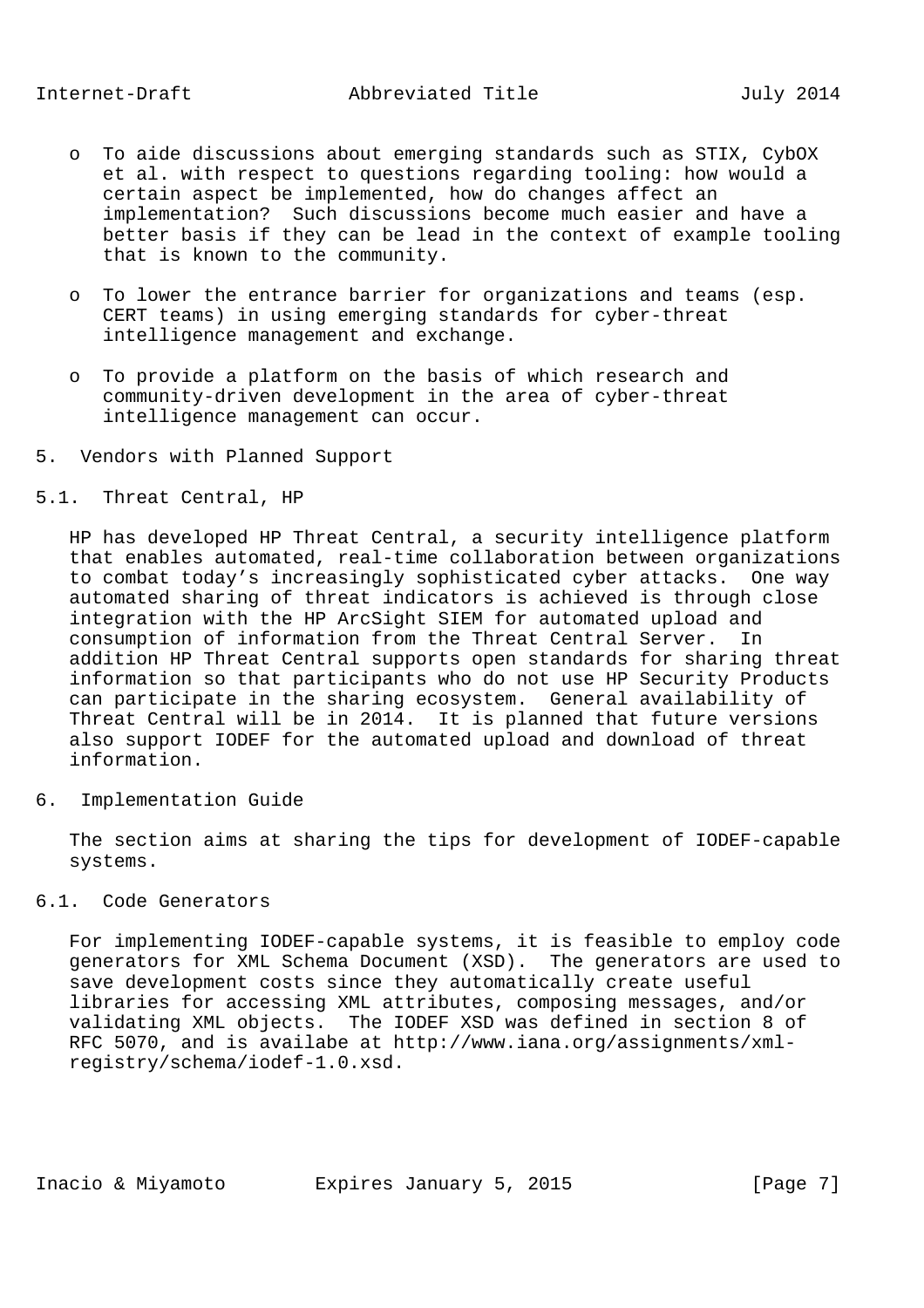- To aide discussions about emerging standards such as STIX, CybOX et al. with respect to questions regarding tooling: how would a certain aspect be implemented, how do changes affect an implementation? Such discussions become much easier and have a better basis if they can be lead in the context of example tooling that is known to the community.

- To lower the entrance barrier for organizations and teams (esp. CERT teams) in using emerging standards for cyber-threat intelligence management and exchange.

- To provide a platform on the basis of which research and community-driven development in the area of cyber-threat intelligence management can occur.

## 5. Vendors with Planned Support

### 5.1. Threat Central, HP

HP has developed HP Threat Central, a security intelligence platform that enables automated, real-time collaboration between organizations to combat today's increasingly sophisticated cyber attacks. One way automated sharing of threat indicators is achieved is through close integration with the HP ArcSight SIEM for automated upload and consumption of information from the Threat Central Server. In addition HP Threat Central supports open standards for sharing threat information so that participants who do not use HP Security Products can participate in the sharing ecosystem. General availability of Threat Central will be in 2014. It is planned that future versions also support IODEF for the automated upload and download of threat information.

## 6. Implementation Guide

The section aims at sharing the tips for development of IODEF-capable systems.

### 6.1. Code Generators

For implementing IODEF-capable systems, it is feasible to employ code generators for XML Schema Document (XSD). The generators are used to save development costs since they automatically create useful libraries for accessing XML attributes, composing messages, and/or validating XML objects. The IODEF XSD was defined in section 8 of RFC 5070, and is availabe at http://www.iana.org/assignments/xml-registry/schema/iodef-1.0.xsd.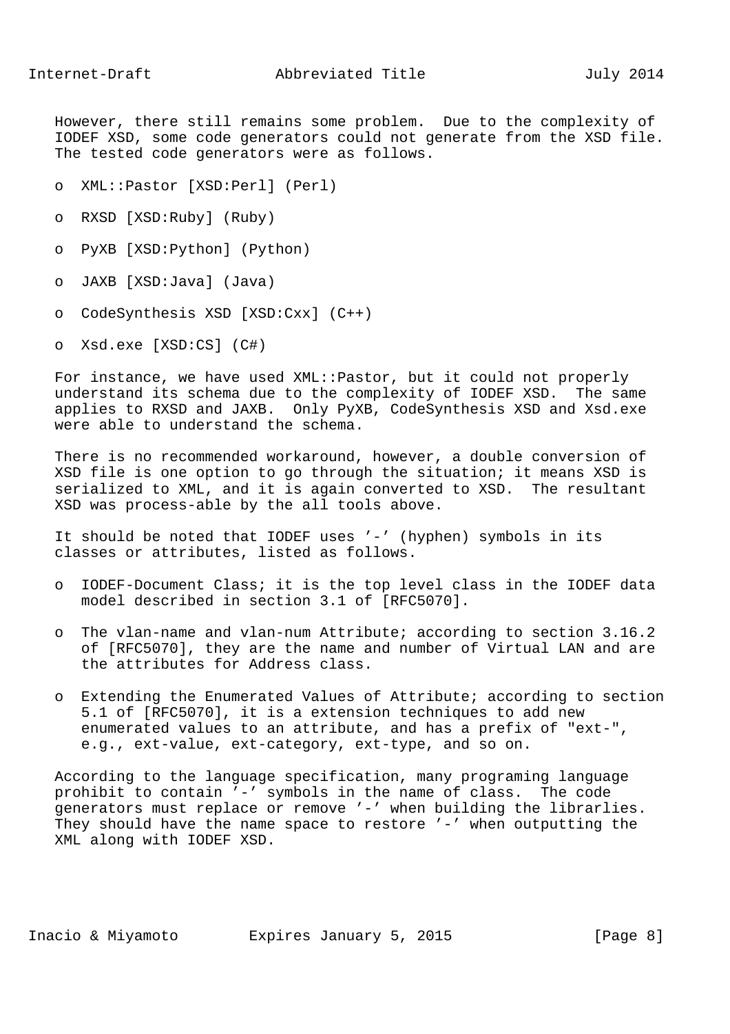However, there still remains some problem. Due to the complexity of IODEF XSD, some code generators could not generate from the XSD file. The tested code generators were as follows.

- XML::Pastor [XSD:Perl] (Perl)
- RXSD [XSD:Ruby] (Ruby)
- PyXB [XSD:Python] (Python)
- JAXB [XSD:Java] (Java)
- CodeSynthesis XSD [XSD:Cxx] (C++)
- Xsd.exe [XSD:CS] (C#)

For instance, we have used XML::Pastor, but it could not properly understand its schema due to the complexity of IODEF XSD. The same applies to RXSD and JAXB. Only PyXB, CodeSynthesis XSD and Xsd.exe were able to understand the schema.

There is no recommended workaround, however, a double conversion of XSD file is one option to go through the situation; it means XSD is serialized to XML, and it is again converted to XSD. The resultant XSD was process-able by the all tools above.

It should be noted that IODEF uses '-' (hyphen) symbols in its classes or attributes, listed as follows.

- IODEF-Document Class; it is the top level class in the IODEF data model described in section 3.1 of [RFC5070].
- The vlan-name and vlan-num Attribute; according to section 3.16.2 of [RFC5070], they are the name and number of Virtual LAN and are the attributes for Address class.
- Extending the Enumerated Values of Attribute; according to section 5.1 of [RFC5070], it is a extension techniques to add new enumerated values to an attribute, and has a prefix of "ext-", e.g., ext-value, ext-category, ext-type, and so on.

According to the language specification, many programing language prohibit to contain '-' symbols in the name of class. The code generators must replace or remove '-' when building the librarlies. They should have the name space to restore '-' when outputting the XML along with IODEF XSD.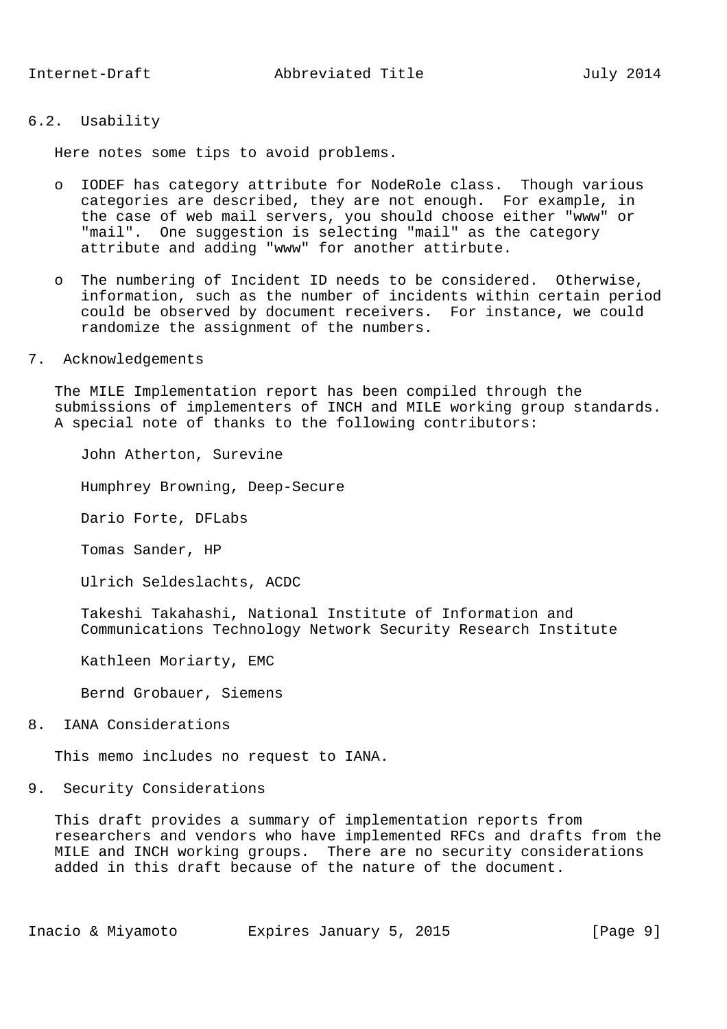### 6.2. Usability

Here notes some tips to avoid problems.

- IODEF has category attribute for NodeRole class. Though various categories are described, they are not enough. For example, in the case of web mail servers, you should choose either "www" or "mail". One suggestion is selecting "mail" as the category attribute and adding "www" for another attirbute.

- The numbering of Incident ID needs to be considered. Otherwise, information, such as the number of incidents within certain period could be observed by document receivers. For instance, we could randomize the assignment of the numbers.

## 7. Acknowledgements

The MILE Implementation report has been compiled through the submissions of implementers of INCH and MILE working group standards. A special note of thanks to the following contributors:

John Atherton, Surevine

Humphrey Browning, Deep-Secure

Dario Forte, DFLabs

Tomas Sander, HP

Ulrich Seldeslachts, ACDC

Takeshi Takahashi, National Institute of Information and Communications Technology Network Security Research Institute

Kathleen Moriarty, EMC

Bernd Grobauer, Siemens

## 8. IANA Considerations

This memo includes no request to IANA.

## 9. Security Considerations

This draft provides a summary of implementation reports from researchers and vendors who have implemented RFCs and drafts from the MILE and INCH working groups. There are no security considerations added in this draft because of the nature of the document.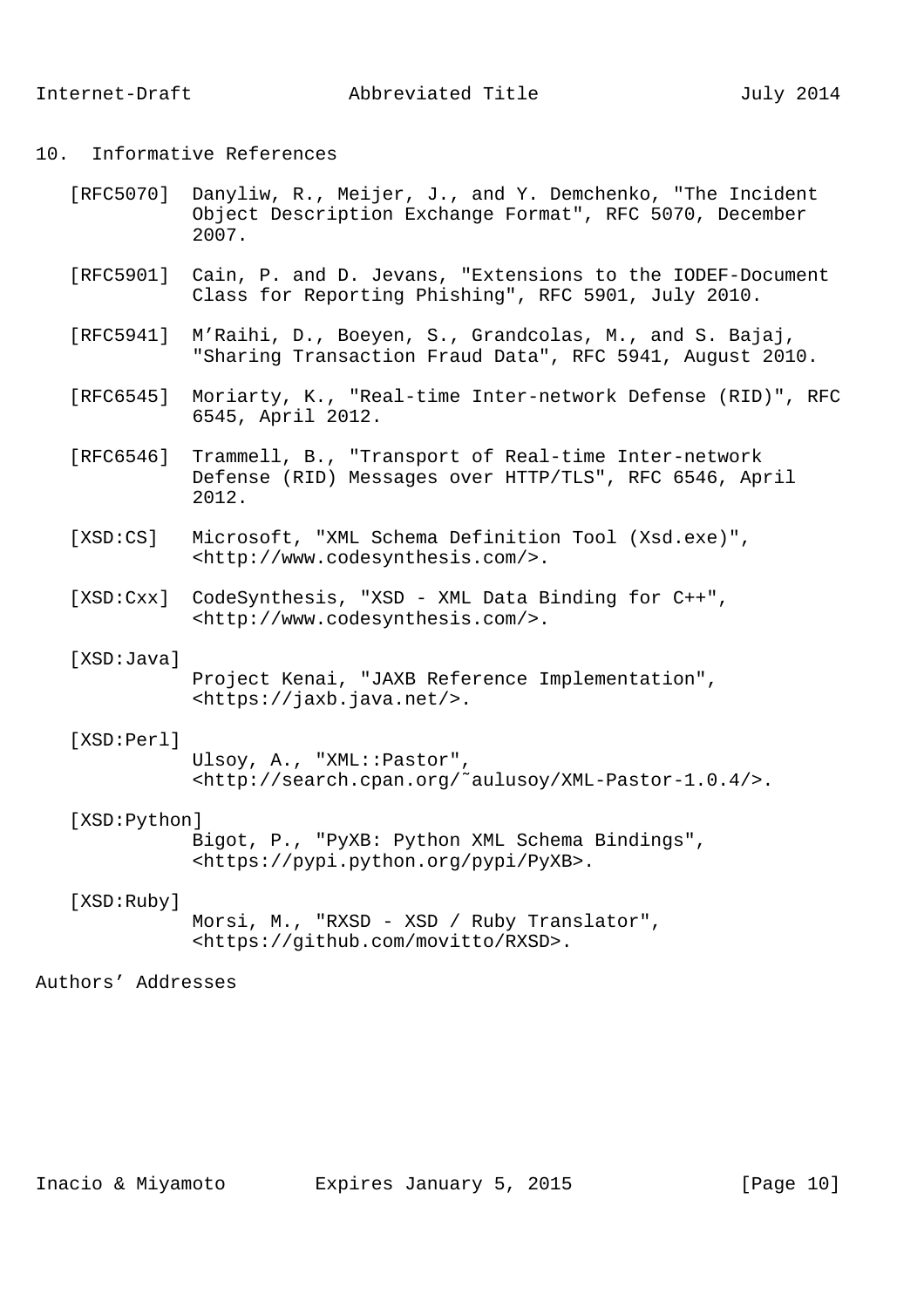## 10. Informative References

[RFC5070] Danyliw, R., Meijer, J., and Y. Demchenko, "The Incident Object Description Exchange Format", RFC 5070, December 2007.

[RFC5901] Cain, P. and D. Jevans, "Extensions to the IODEF-Document Class for Reporting Phishing", RFC 5901, July 2010.

[RFC5941] M'Raihi, D., Boeyen, S., Grandcolas, M., and S. Bajaj, "Sharing Transaction Fraud Data", RFC 5941, August 2010.

[RFC6545] Moriarty, K., "Real-time Inter-network Defense (RID)", RFC 6545, April 2012.

[RFC6546] Trammell, B., "Transport of Real-time Inter-network Defense (RID) Messages over HTTP/TLS", RFC 6546, April 2012.

[XSD:CS] Microsoft, "XML Schema Definition Tool (Xsd.exe)", <http://www.codesynthesis.com/>.

[XSD:Cxx] CodeSynthesis, "XSD - XML Data Binding for C++", <http://www.codesynthesis.com/>.

[XSD:Java] Project Kenai, "JAXB Reference Implementation", <https://jaxb.java.net/>.

[XSD:Perl] Ulsoy, A., "XML::Pastor", <http://search.cpan.org/~aulusoy/XML-Pastor-1.0.4/>.

[XSD:Python] Bigot, P., "PyXB: Python XML Schema Bindings", <https://pypi.python.org/pypi/PyXB>.

[XSD:Ruby] Morsi, M., "RXSD - XSD / Ruby Translator", <https://github.com/movitto/RXSD>.

## Authors' Addresses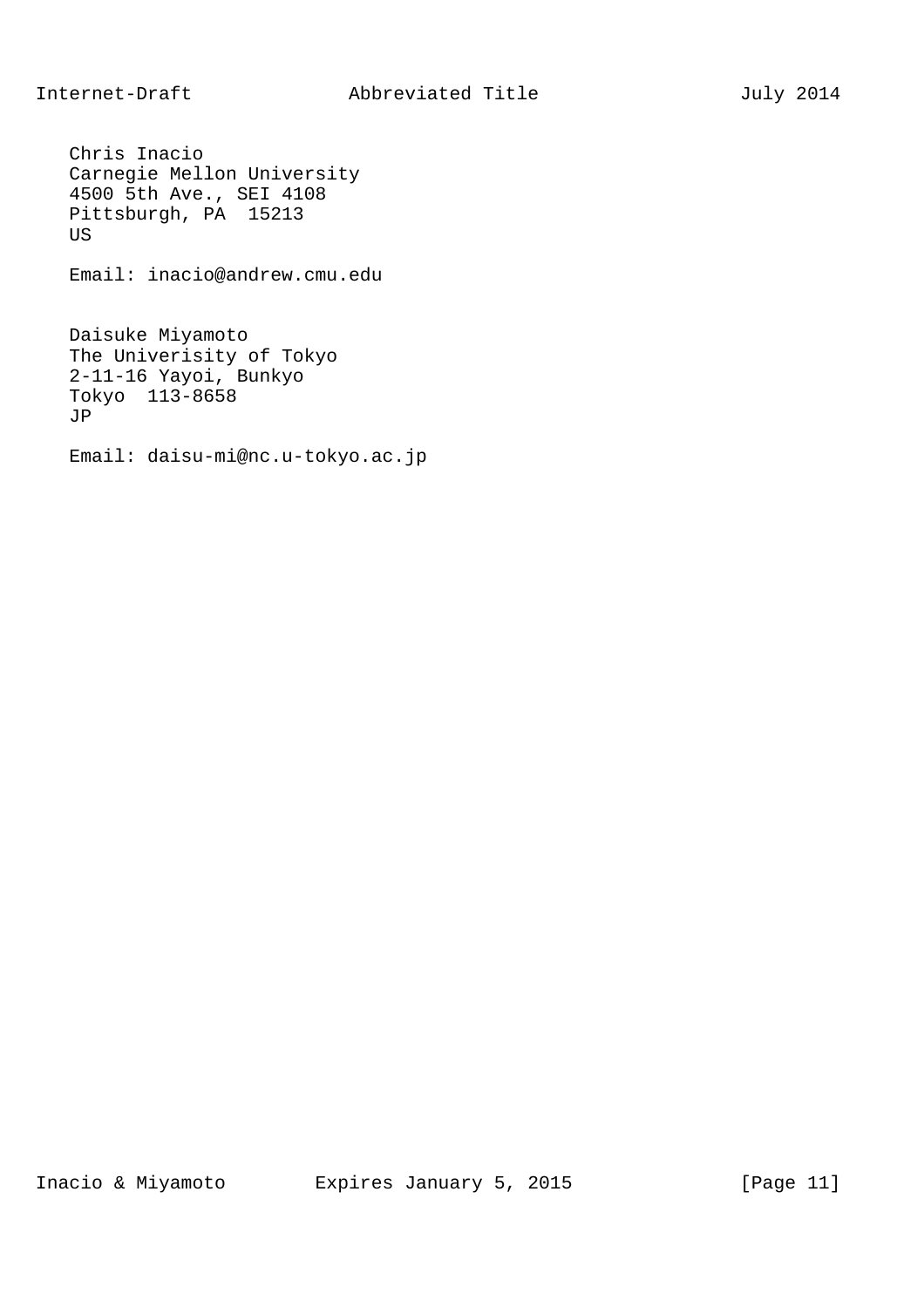Chris Inacio
Carnegie Mellon University
4500 5th Ave., SEI 4108
Pittsburgh, PA  15213
US

Email: inacio@andrew.cmu.edu

Daisuke Miyamoto
The Univerisity of Tokyo
2-11-16 Yayoi, Bunkyo
Tokyo  113-8658
JP

Email: daisu-mi@nc.u-tokyo.ac.jp